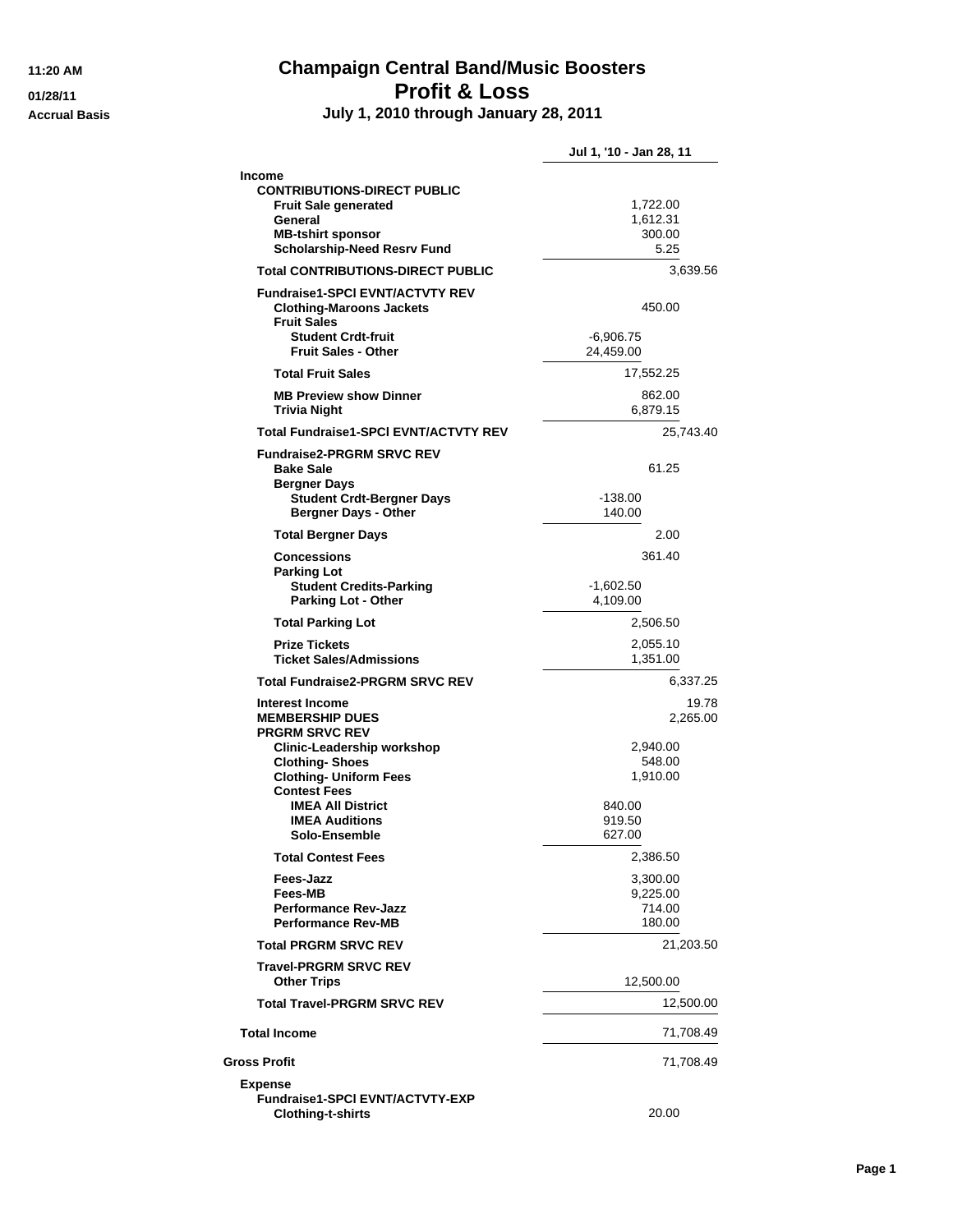11:20 AM
01/28/11
Accrual Basis

# Champaign Central Band/Music Boosters
## Profit & Loss
### July 1, 2010 through January 28, 2011

| | | Jul 1, '10 - Jan 28, 11 |
|---|---|---|
| **Income** | | |
| **CONTRIBUTIONS-DIRECT PUBLIC** | | |
| **Fruit Sale generated** | | 1,722.00 |
| **General** | | 1,612.31 |
| **MB-tshirt sponsor** | | 300.00 |
| **Scholarship-Need Resrv Fund** | | 5.25 |
| **Total CONTRIBUTIONS-DIRECT PUBLIC** | | 3,639.56 |
| **Fundraise1-SPCl EVNT/ACTVTY REV** | | |
| **Clothing-Maroons Jackets** | | 450.00 |
| **Fruit Sales** | | |
| **Student Crdt-fruit** | -6,906.75 | |
| **Fruit Sales - Other** | 24,459.00 | |
| **Total Fruit Sales** | | 17,552.25 |
| **MB Preview show Dinner** | | 862.00 |
| **Trivia Night** | | 6,879.15 |
| **Total Fundraise1-SPCl EVNT/ACTVTY REV** | | 25,743.40 |
| **Fundraise2-PRGRM SRVC REV** | | |
| **Bake Sale** | | 61.25 |
| **Bergner Days** | | |
| **Student Crdt-Bergner Days** | -138.00 | |
| **Bergner Days - Other** | 140.00 | |
| **Total Bergner Days** | | 2.00 |
| **Concessions** | | 361.40 |
| **Parking Lot** | | |
| **Student Credits-Parking** | -1,602.50 | |
| **Parking Lot - Other** | 4,109.00 | |
| **Total Parking Lot** | | 2,506.50 |
| **Prize Tickets** | | 2,055.10 |
| **Ticket Sales/Admissions** | | 1,351.00 |
| **Total Fundraise2-PRGRM SRVC REV** | | 6,337.25 |
| **Interest Income** | | 19.78 |
| **MEMBERSHIP DUES** | | 2,265.00 |
| **PRGRM SRVC REV** | | |
| **Clinic-Leadership workshop** | | 2,940.00 |
| **Clothing- Shoes** | | 548.00 |
| **Clothing- Uniform Fees** | | 1,910.00 |
| **Contest Fees** | | |
| **IMEA All District** | 840.00 | |
| **IMEA Auditions** | 919.50 | |
| **Solo-Ensemble** | 627.00 | |
| **Total Contest Fees** | | 2,386.50 |
| **Fees-Jazz** | | 3,300.00 |
| **Fees-MB** | | 9,225.00 |
| **Performance Rev-Jazz** | | 714.00 |
| **Performance Rev-MB** | | 180.00 |
| **Total PRGRM SRVC REV** | | 21,203.50 |
| **Travel-PRGRM SRVC REV** | | |
| **Other Trips** | | 12,500.00 |
| **Total Travel-PRGRM SRVC REV** | | 12,500.00 |
| **Total Income** | | 71,708.49 |
| **Gross Profit** | | 71,708.49 |
| **Expense** | | |
| **Fundraise1-SPCl EVNT/ACTVTY-EXP** | | |
| **Clothing-t-shirts** | | 20.00 |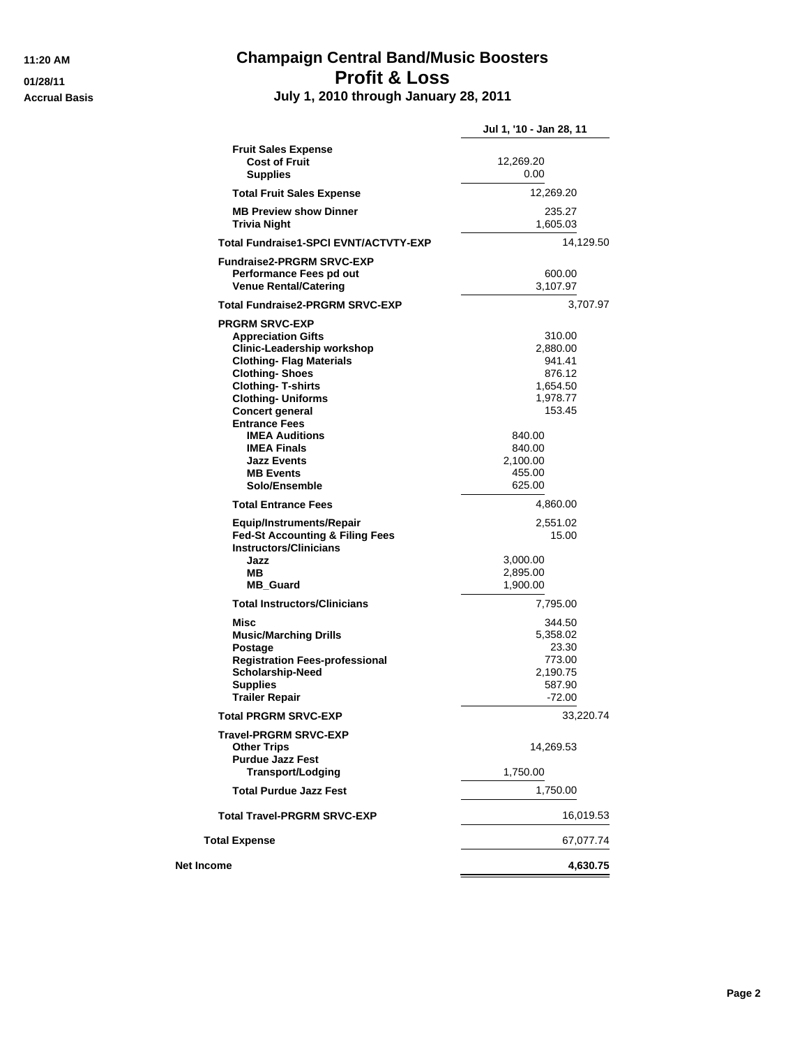**11:20 AM**
**01/28/11**
**Accrual Basis**

# Champaign Central Band/Music Boosters
## Profit & Loss
### July 1, 2010 through January 28, 2011

| | Jul 1, '10 - Jan 28, 11 | |
|---|---|---|
| **Fruit Sales Expense** | | |
| **Cost of Fruit** | 12,269.20 | |
| **Supplies** | 0.00 | |
| **Total Fruit Sales Expense** | 12,269.20 | |
| **MB Preview show Dinner** | 235.27 | |
| **Trivia Night** | 1,605.03 | |
| **Total Fundraise1-SPCl EVNT/ACTVTY-EXP** | | 14,129.50 |
| **Fundraise2-PRGRM SRVC-EXP** | | |
| **Performance Fees pd out** | | 600.00 |
| **Venue Rental/Catering** | | 3,107.97 |
| **Total Fundraise2-PRGRM SRVC-EXP** | | 3,707.97 |
| **PRGRM SRVC-EXP** | | |
| **Appreciation Gifts** | 310.00 | |
| **Clinic-Leadership workshop** | 2,880.00 | |
| **Clothing- Flag Materials** | 941.41 | |
| **Clothing- Shoes** | 876.12 | |
| **Clothing- T-shirts** | 1,654.50 | |
| **Clothing- Uniforms** | 1,978.77 | |
| **Concert general** | 153.45 | |
| **Entrance Fees** | | |
| **IMEA Auditions** | 840.00 | |
| **IMEA Finals** | 840.00 | |
| **Jazz Events** | 2,100.00 | |
| **MB Events** | 455.00 | |
| **Solo/Ensemble** | 625.00 | |
| **Total Entrance Fees** | 4,860.00 | |
| **Equip/Instruments/Repair** | 2,551.02 | |
| **Fed-St Accounting & Filing Fees** | 15.00 | |
| **Instructors/Clinicians** | | |
| **Jazz** | 3,000.00 | |
| **MB** | 2,895.00 | |
| **MB_Guard** | 1,900.00 | |
| **Total Instructors/Clinicians** | 7,795.00 | |
| **Misc** | 344.50 | |
| **Music/Marching Drills** | 5,358.02 | |
| **Postage** | 23.30 | |
| **Registration Fees-professional** | 773.00 | |
| **Scholarship-Need** | 2,190.75 | |
| **Supplies** | 587.90 | |
| **Trailer Repair** | -72.00 | |
| **Total PRGRM SRVC-EXP** | | 33,220.74 |
| **Travel-PRGRM SRVC-EXP** | | |
| **Other Trips** | 14,269.53 | |
| **Purdue Jazz Fest** | | |
| **Transport/Lodging** | 1,750.00 | |
| **Total Purdue Jazz Fest** | 1,750.00 | |
| **Total Travel-PRGRM SRVC-EXP** | | 16,019.53 |
| **Total Expense** | | 67,077.74 |
| **Net Income** | | **4,630.75** |